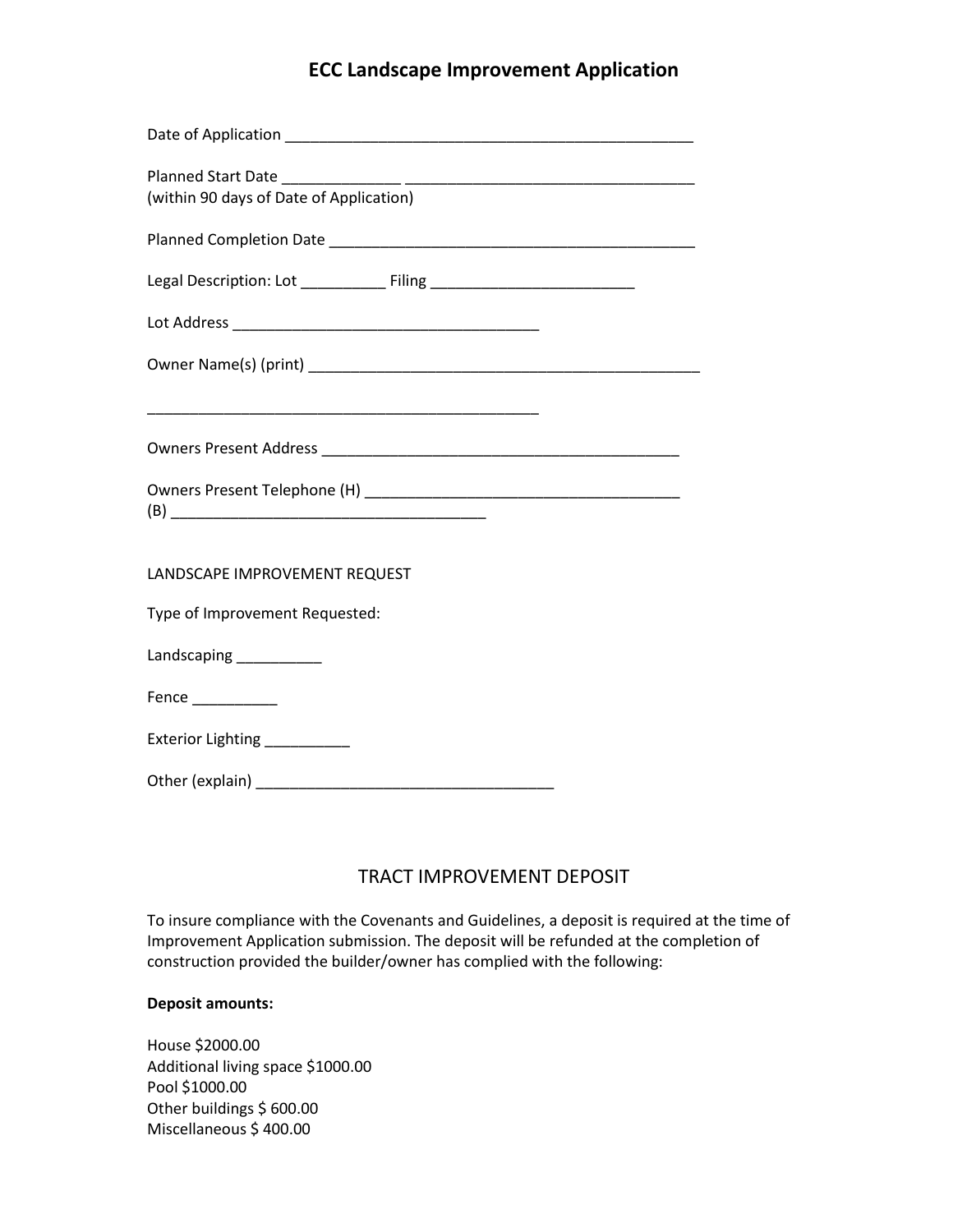# ECC Landscape Improvement Application

Date of Application ______________________________________________

Planned Start Date _____________ ________________________________
(within 90 days of Date of Application)

Planned Completion Date __________________________________________

Legal Description: Lot __________ Filing ________________________

Lot Address ___________________________________

Owner Name(s) (print) _____________________________________________

_____________________________________________

Owners Present Address __________________________________________

Owners Present Telephone (H) ____________________________________
(B) ____________________________________

LANDSCAPE IMPROVEMENT REQUEST

Type of Improvement Requested:

Landscaping __________

Fence __________

Exterior Lighting __________

Other (explain) __________________________________

## TRACT IMPROVEMENT DEPOSIT

To insure compliance with the Covenants and Guidelines, a deposit is required at the time of Improvement Application submission. The deposit will be refunded at the completion of construction provided the builder/owner has complied with the following:

**Deposit amounts:**

House $2000.00
Additional living space $1000.00
Pool $1000.00
Other buildings $ 600.00
Miscellaneous $ 400.00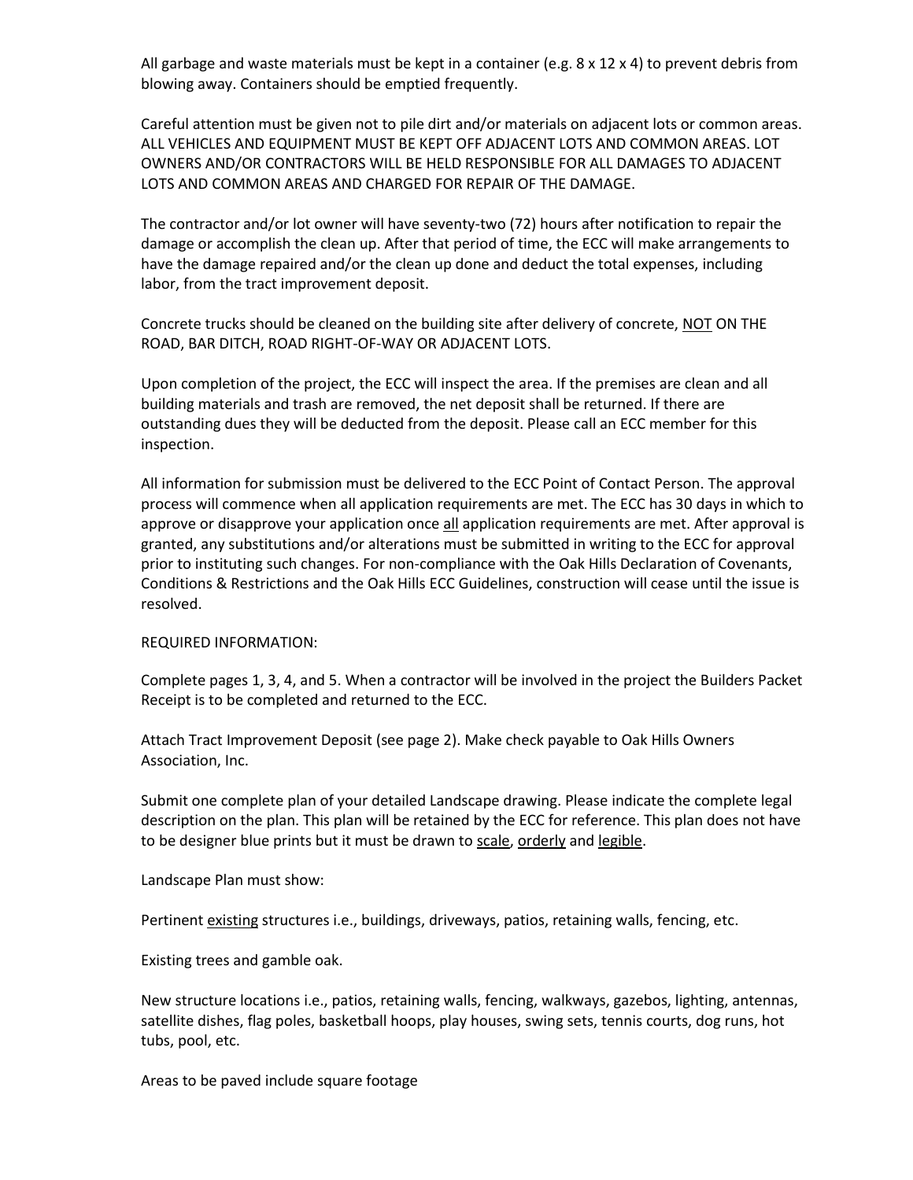All garbage and waste materials must be kept in a container (e.g. 8 x 12 x 4) to prevent debris from blowing away. Containers should be emptied frequently.

Careful attention must be given not to pile dirt and/or materials on adjacent lots or common areas. ALL VEHICLES AND EQUIPMENT MUST BE KEPT OFF ADJACENT LOTS AND COMMON AREAS. LOT OWNERS AND/OR CONTRACTORS WILL BE HELD RESPONSIBLE FOR ALL DAMAGES TO ADJACENT LOTS AND COMMON AREAS AND CHARGED FOR REPAIR OF THE DAMAGE.

The contractor and/or lot owner will have seventy-two (72) hours after notification to repair the damage or accomplish the clean up. After that period of time, the ECC will make arrangements to have the damage repaired and/or the clean up done and deduct the total expenses, including labor, from the tract improvement deposit.

Concrete trucks should be cleaned on the building site after delivery of concrete, <u>NOT</u> ON THE ROAD, BAR DITCH, ROAD RIGHT-OF-WAY OR ADJACENT LOTS.

Upon completion of the project, the ECC will inspect the area. If the premises are clean and all building materials and trash are removed, the net deposit shall be returned. If there are outstanding dues they will be deducted from the deposit. Please call an ECC member for this inspection.

All information for submission must be delivered to the ECC Point of Contact Person. The approval process will commence when all application requirements are met. The ECC has 30 days in which to approve or disapprove your application once <u>all</u> application requirements are met. After approval is granted, any substitutions and/or alterations must be submitted in writing to the ECC for approval prior to instituting such changes. For non-compliance with the Oak Hills Declaration of Covenants, Conditions & Restrictions and the Oak Hills ECC Guidelines, construction will cease until the issue is resolved.

REQUIRED INFORMATION:

Complete pages 1, 3, 4, and 5. When a contractor will be involved in the project the Builders Packet Receipt is to be completed and returned to the ECC.

Attach Tract Improvement Deposit (see page 2). Make check payable to Oak Hills Owners Association, Inc.

Submit one complete plan of your detailed Landscape drawing. Please indicate the complete legal description on the plan. This plan will be retained by the ECC for reference. This plan does not have to be designer blue prints but it must be drawn to <u>scale</u>, <u>orderly</u> and <u>legible</u>.

Landscape Plan must show:

Pertinent <u>existing</u> structures i.e., buildings, driveways, patios, retaining walls, fencing, etc.

Existing trees and gamble oak.

New structure locations i.e., patios, retaining walls, fencing, walkways, gazebos, lighting, antennas, satellite dishes, flag poles, basketball hoops, play houses, swing sets, tennis courts, dog runs, hot tubs, pool, etc.

Areas to be paved include square footage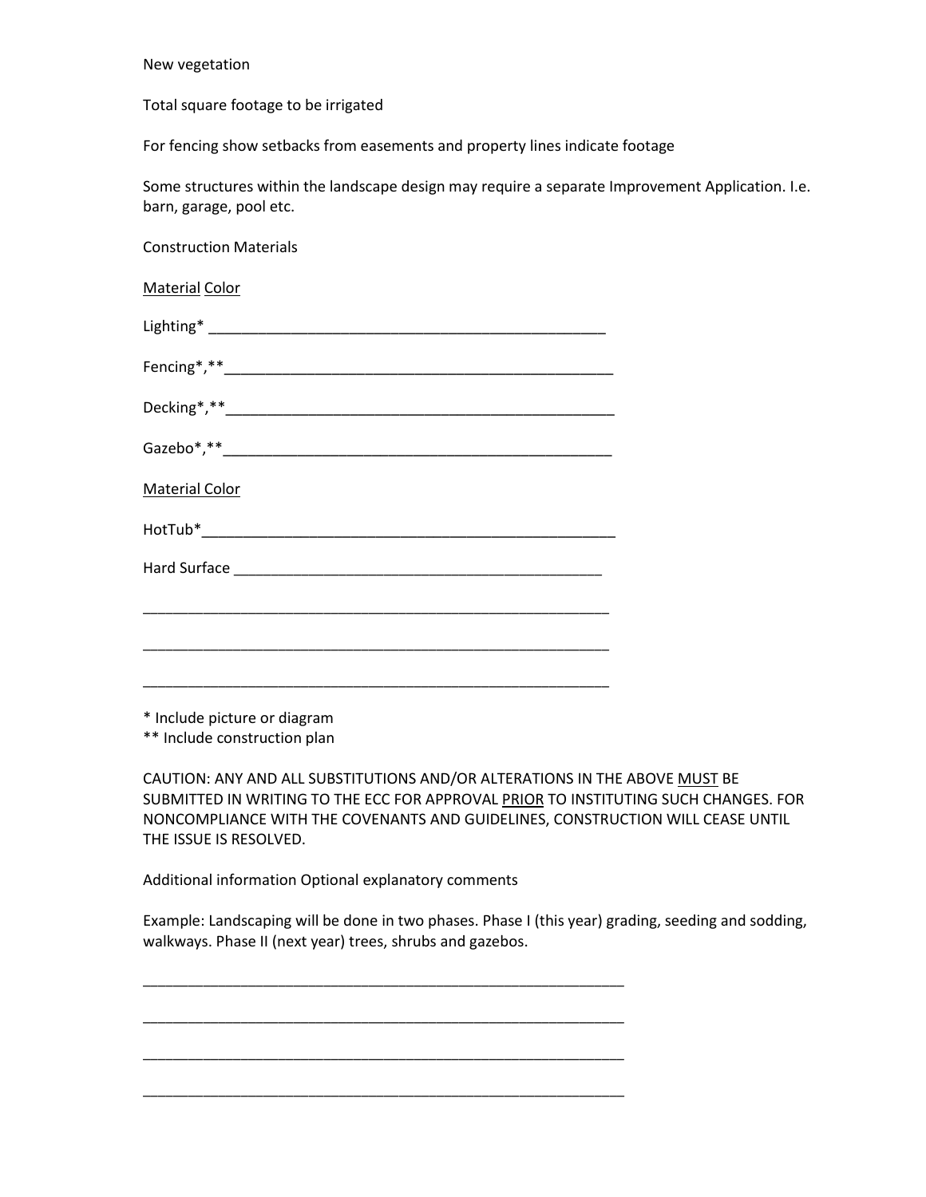New vegetation

Total square footage to be irrigated

For fencing show setbacks from easements and property lines indicate footage

Some structures within the landscape design may require a separate Improvement Application. I.e. barn, garage, pool etc.

Construction Materials

<u>Material</u> <u>Color</u>

Lighting* ___________________________________________________

Fencing*,**_________________________________________________

Decking*,**_________________________________________________

Gazebo*,**_________________________________________________

<u>Material Color</u>

HotTub*____________________________________________________

Hard Surface ______________________________________________

____________________________________________________________

____________________________________________________________

____________________________________________________________

\* Include picture or diagram
\** Include construction plan

CAUTION: ANY AND ALL SUBSTITUTIONS AND/OR ALTERATIONS IN THE ABOVE <u>MUST</u> BE SUBMITTED IN WRITING TO THE ECC FOR APPROVAL <u>PRIOR</u> TO INSTITUTING SUCH CHANGES. FOR NONCOMPLIANCE WITH THE COVENANTS AND GUIDELINES, CONSTRUCTION WILL CEASE UNTIL THE ISSUE IS RESOLVED.

Additional information Optional explanatory comments

Example: Landscaping will be done in two phases. Phase I (this year) grading, seeding and sodding, walkways. Phase II (next year) trees, shrubs and gazebos.

______________________________________________________________

______________________________________________________________

______________________________________________________________

______________________________________________________________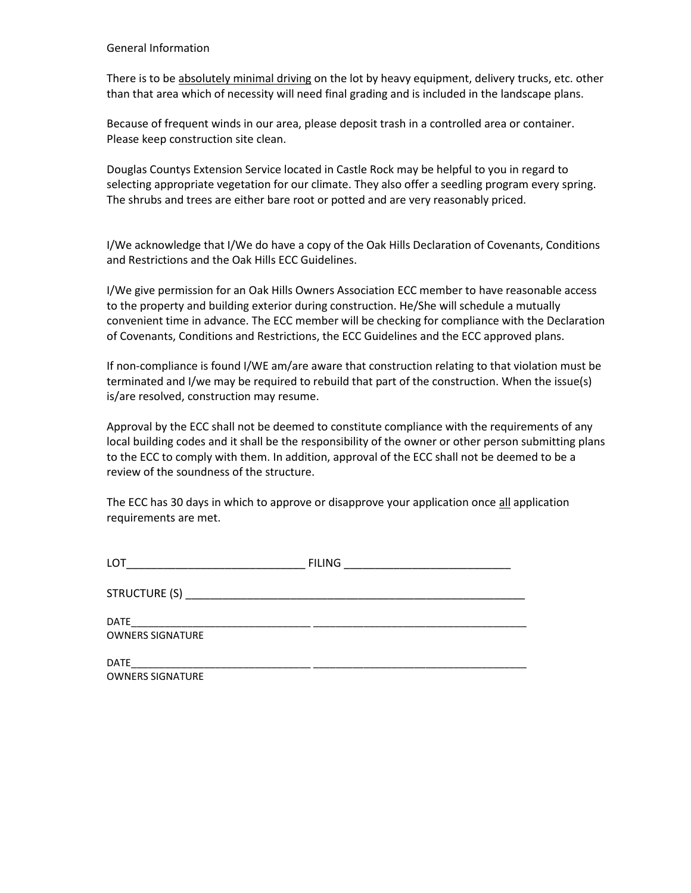General Information

There is to be <u>absolutely minimal driving</u> on the lot by heavy equipment, delivery trucks, etc. other than that area which of necessity will need final grading and is included in the landscape plans.

Because of frequent winds in our area, please deposit trash in a controlled area or container. Please keep construction site clean.

Douglas Countys Extension Service located in Castle Rock may be helpful to you in regard to selecting appropriate vegetation for our climate. They also offer a seedling program every spring. The shrubs and trees are either bare root or potted and are very reasonably priced.

I/We acknowledge that I/We do have a copy of the Oak Hills Declaration of Covenants, Conditions and Restrictions and the Oak Hills ECC Guidelines.

I/We give permission for an Oak Hills Owners Association ECC member to have reasonable access to the property and building exterior during construction. He/She will schedule a mutually convenient time in advance. The ECC member will be checking for compliance with the Declaration of Covenants, Conditions and Restrictions, the ECC Guidelines and the ECC approved plans.

If non-compliance is found I/WE am/are aware that construction relating to that violation must be terminated and I/we may be required to rebuild that part of the construction. When the issue(s) is/are resolved, construction may resume.

Approval by the ECC shall not be deemed to constitute compliance with the requirements of any local building codes and it shall be the responsibility of the owner or other person submitting plans to the ECC to comply with them. In addition, approval of the ECC shall not be deemed to be a review of the soundness of the structure.

The ECC has 30 days in which to approve or disapprove your application once <u>all</u> application requirements are met.

LOT_____________________________ FILING ___________________________

STRUCTURE (S) ________________________________________________________

DATE_______________________________ ____________________________________
OWNERS SIGNATURE

DATE_______________________________ ____________________________________
OWNERS SIGNATURE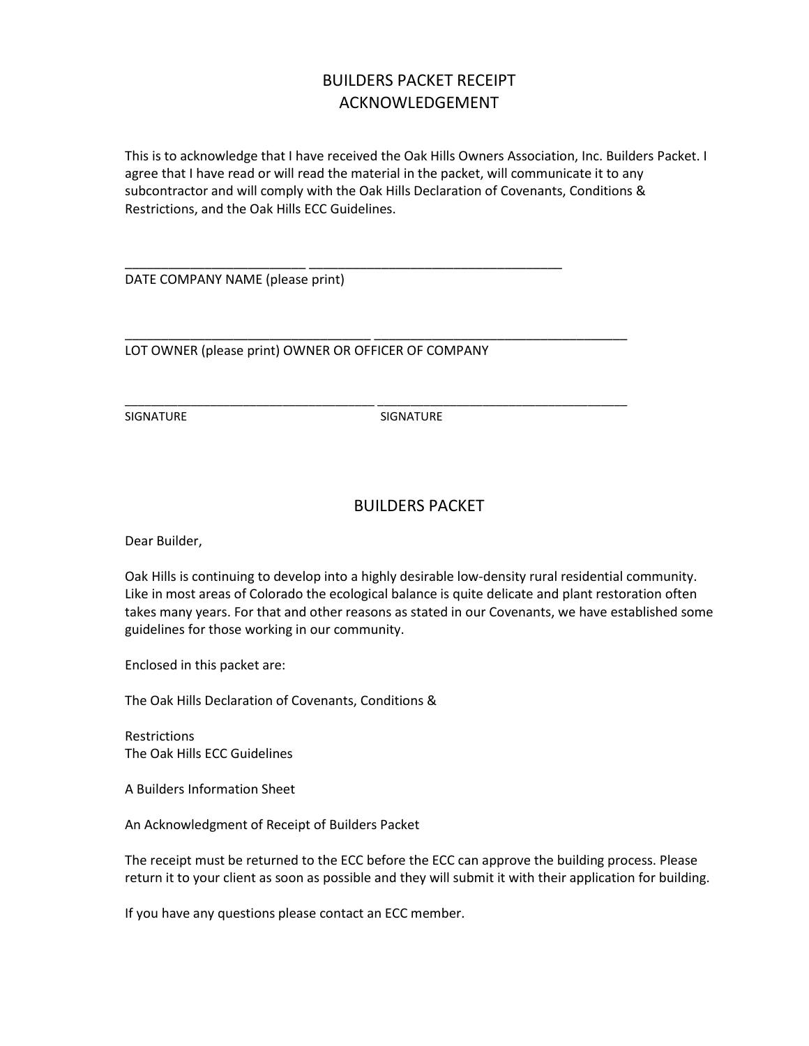# BUILDERS PACKET RECEIPT ACKNOWLEDGEMENT

This is to acknowledge that I have received the Oak Hills Owners Association, Inc. Builders Packet. I agree that I have read or will read the material in the packet, will communicate it to any subcontractor and will comply with the Oak Hills Declaration of Covenants, Conditions & Restrictions, and the Oak Hills ECC Guidelines.

_________________________ ___________________________________
DATE COMPANY NAME (please print)

_______________________________ __________________________________
LOT OWNER (please print) OWNER OR OFFICER OF COMPANY

__________________________________ __________________________________
SIGNATURE SIGNATURE

# BUILDERS PACKET

Dear Builder,

Oak Hills is continuing to develop into a highly desirable low-density rural residential community. Like in most areas of Colorado the ecological balance is quite delicate and plant restoration often takes many years. For that and other reasons as stated in our Covenants, we have established some guidelines for those working in our community.

Enclosed in this packet are:

The Oak Hills Declaration of Covenants, Conditions &

Restrictions
The Oak Hills ECC Guidelines

A Builders Information Sheet

An Acknowledgment of Receipt of Builders Packet

The receipt must be returned to the ECC before the ECC can approve the building process. Please return it to your client as soon as possible and they will submit it with their application for building.

If you have any questions please contact an ECC member.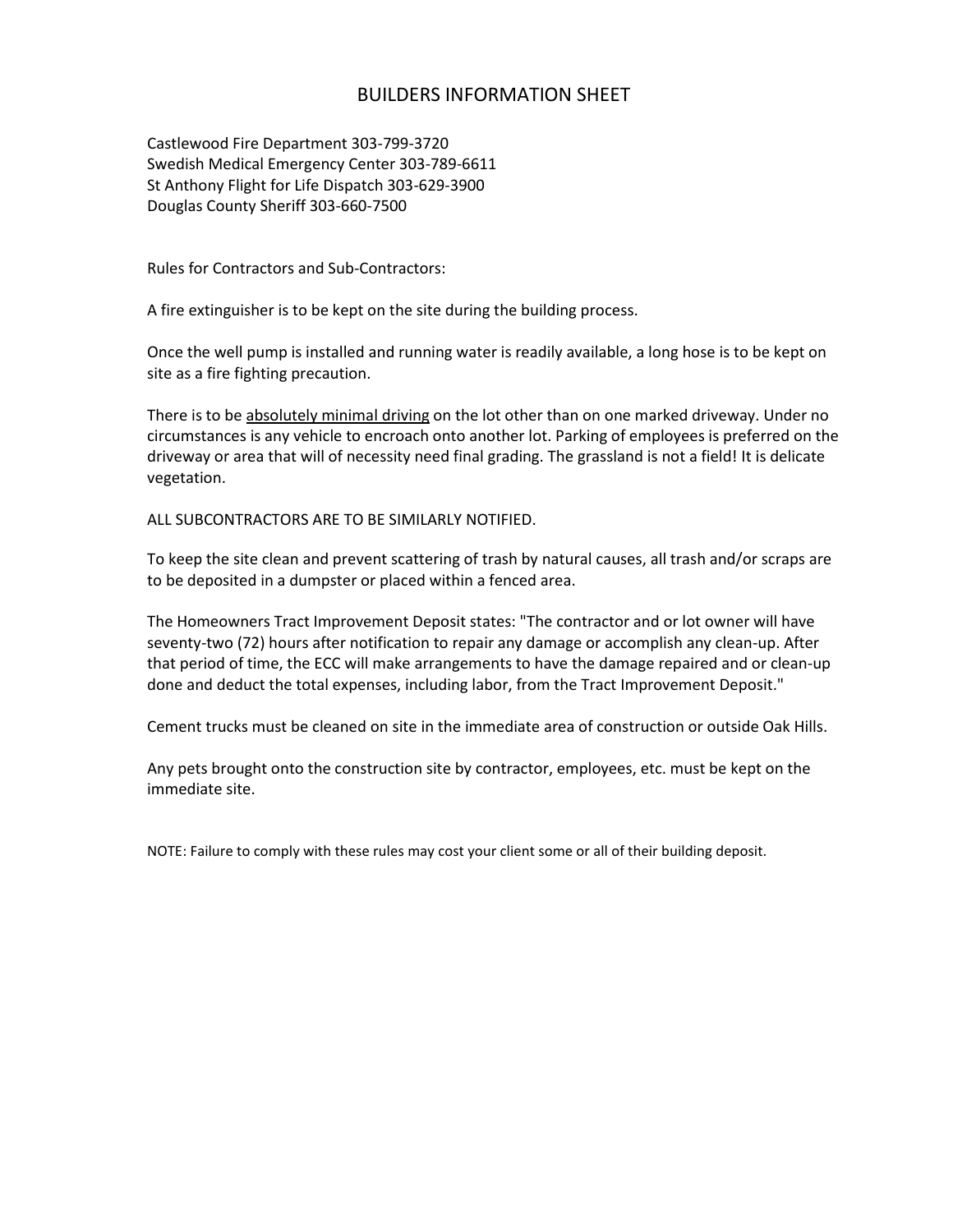# BUILDERS INFORMATION SHEET

Castlewood Fire Department 303-799-3720
Swedish Medical Emergency Center 303-789-6611
St Anthony Flight for Life Dispatch 303-629-3900
Douglas County Sheriff 303-660-7500

Rules for Contractors and Sub-Contractors:

A fire extinguisher is to be kept on the site during the building process.

Once the well pump is installed and running water is readily available, a long hose is to be kept on site as a fire fighting precaution.

There is to be <u>absolutely minimal driving</u> on the lot other than on one marked driveway. Under no circumstances is any vehicle to encroach onto another lot. Parking of employees is preferred on the driveway or area that will of necessity need final grading. The grassland is not a field! It is delicate vegetation.

ALL SUBCONTRACTORS ARE TO BE SIMILARLY NOTIFIED.

To keep the site clean and prevent scattering of trash by natural causes, all trash and/or scraps are to be deposited in a dumpster or placed within a fenced area.

The Homeowners Tract Improvement Deposit states: "The contractor and or lot owner will have seventy-two (72) hours after notification to repair any damage or accomplish any clean-up. After that period of time, the ECC will make arrangements to have the damage repaired and or clean-up done and deduct the total expenses, including labor, from the Tract Improvement Deposit."

Cement trucks must be cleaned on site in the immediate area of construction or outside Oak Hills.

Any pets brought onto the construction site by contractor, employees, etc. must be kept on the immediate site.

NOTE: Failure to comply with these rules may cost your client some or all of their building deposit.